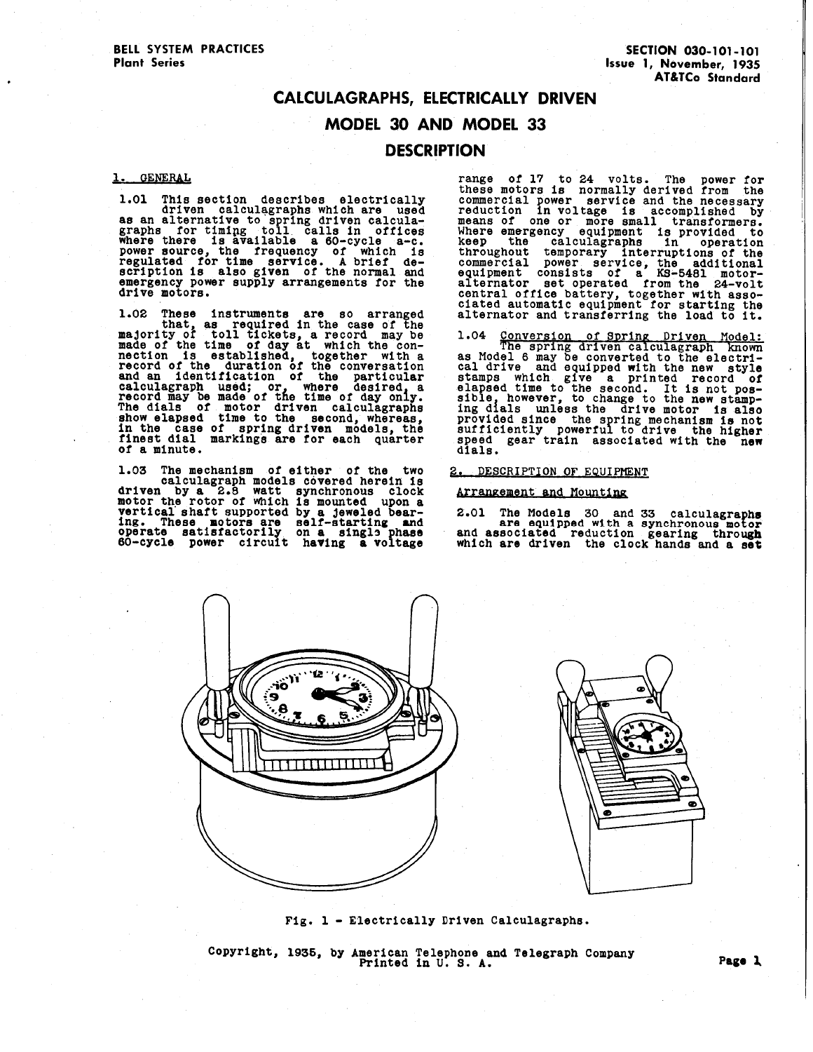BELL SYSTEM PRACTICES
Plant Series

SECTION 030-101-101
Issue 1, November, 1935
AT&TCo Standard

# CALCULAGRAPHS, ELECTRICALLY DRIVEN

## MODEL 30 AND MODEL 33

## DESCRIPTION

### 1. GENERAL

1.01 This section describes electrically driven calculagraphs which are used as an alternative to spring driven calculagraphs for timing toll calls in offices where there is available a 60-cycle a-c. power source, the frequency of which is regulated for time service. A brief description is also given of the normal and emergency power supply arrangements for the drive motors.

1.02 These instruments are so arranged that, as required in the case of the majority of toll tickets, a record may be made of the time of day at which the connection is established, together with a record of the duration of the conversation and an identification of the particular calculagraph used; or, where desired, a record may be made of the time of day only. The dials of motor driven calculagraphs show elapsed time to the second, whereas, in the case of spring driven models, the finest dial markings are for each quarter of a minute.

1.03 The mechanism of either of the two calculagraph models covered herein is driven by a 2.8 watt synchronous clock motor the rotor of which is mounted upon a vertical shaft supported by a jeweled bearing. These motors are self-starting and operate satisfactorily on a single phase 60-cycle power circuit having a voltage range of 17 to 24 volts. The power for these motors is normally derived from the commercial power service and the necessary reduction in voltage is accomplished by means of one or more small transformers. Where emergency equipment is provided to keep the calculagraphs in operation throughout temporary interruptions of the commercial power service, the additional equipment consists of a KS-5481 motor-alternator set operated from the 24-volt central office battery, together with associated automatic equipment for starting the alternator and transferring the load to it.

1.04 Conversion of Spring Driven Model: The spring driven calculagraph known as Model 6 may be converted to the electrical drive and equipped with the new style stamps which give a printed record of elapsed time to the second. It is not possible, however, to change to the new stamping dials unless the drive motor is also provided since the spring mechanism is not sufficiently powerful to drive the higher speed gear train associated with the new dials.

### 2. DESCRIPTION OF EQUIPMENT

#### Arrangement and Mounting

2.01 The Models 30 and 33 calculagraphs are equipped with a synchronous motor and associated reduction gearing through which are driven the clock hands and a set

Fig. 1 - Electrically Driven Calculagraphs.

Copyright, 1935, by American Telephone and Telegraph Company
Printed in U. S. A.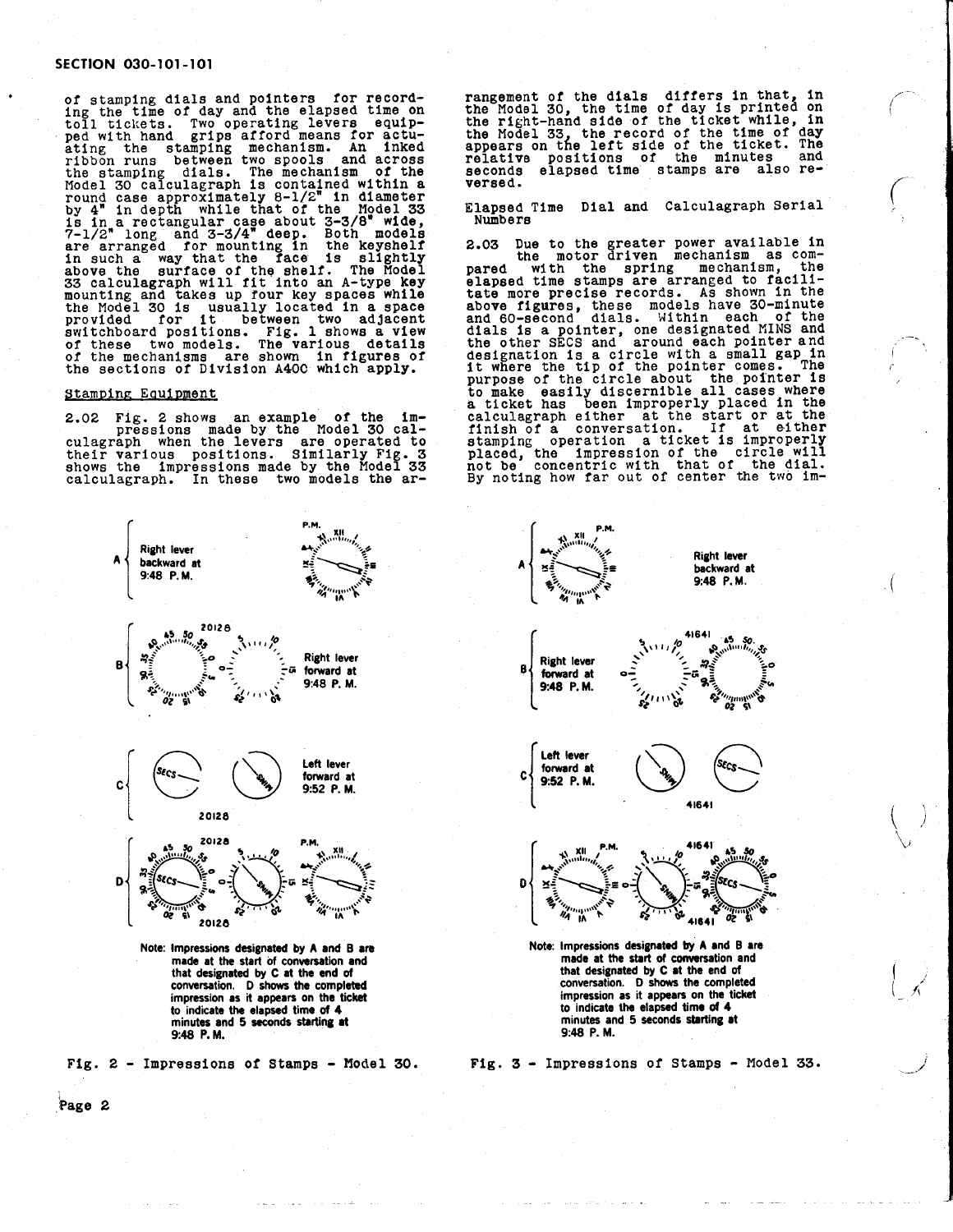of stamping dials and pointers for recording the time of day and the elapsed time on toll tickets. Two operating levers equipped with hand grips afford means for actuating the stamping mechanism. An inked ribbon runs between two spools and across the stamping dials. The mechanism of the Model 30 calculagraph is contained within a round case approximately 8-1/2" in diameter by 4" in depth while that of the Model 33 is in a rectangular case about 3-3/8" wide, 7-1/2" long and 3-3/4" deep. Both models are arranged for mounting in the keyshelf in such a way that the face is slightly above the surface of the shelf. The Model 33 calculagraph will fit into an A-type key mounting and takes up four key spaces while the Model 30 is usually located in a space provided for it between two adjacent switchboard positions. Fig. 1 shows a view of these two models. The various details of the mechanisms are shown in figures of the sections of Division A400 which apply.

### Stamping Equipment

2.02 Fig. 2 shows an example of the impressions made by the Model 30 calculagraph when the levers are operated to their various positions. Similarly Fig. 3 shows the impressions made by the Model 33 calculagraph. In these two models the arrangement of the dials differs in that, in the Model 30, the time of day is printed on the right-hand side of the ticket while, in the Model 33, the record of the time of day appears on the left side of the ticket. The relative positions of the minutes and seconds elapsed time stamps are also reversed.

### Elapsed Time Dial and Calculagraph Serial Numbers

2.03 Due to the greater power available in the motor driven mechanism as compared with the spring mechanism, the elapsed time stamps are arranged to facilitate more precise records. As shown in the above figures, these models have 30-minute and 60-second dials. Within each of the dials is a pointer, one designated MINS and the other SECS and around each pointer and designation is a circle with a small gap in it where the tip of the pointer comes. The purpose of the circle about the pointer is to make easily discernible all cases where a ticket has been improperly placed in the calculagraph either at the start or at the finish of a conversation. If at either stamping operation a ticket is improperly placed, the impression of the circle will not be concentric with that of the dial. By noting how far out of center the two im-

A Right lever backward at 9:48 P.M.

B Right lever forward at 9:48 P.M.

C Left lever forward at 9:52 P.M.

D

20128

Note: Impressions designated by A and B are made at the start of conversation and that designated by C at the end of conversation. D shows the completed impression as it appears on the ticket to indicate the elapsed time of 4 minutes and 5 seconds starting at 9:48 P.M.

Fig. 2 - Impressions of Stamps - Model 30.

A Right lever backward at 9:48 P.M.

B Right lever forward at 9:48 P.M.

C Left lever forward at 9:52 P.M.

D

41641

Note: Impressions designated by A and B are made at the start of conversation and that designated by C at the end of conversation. D shows the completed impression as it appears on the ticket to indicate the elapsed time of 4 minutes and 5 seconds starting at 9:48 P.M.

Fig. 3 - Impressions of Stamps - Model 33.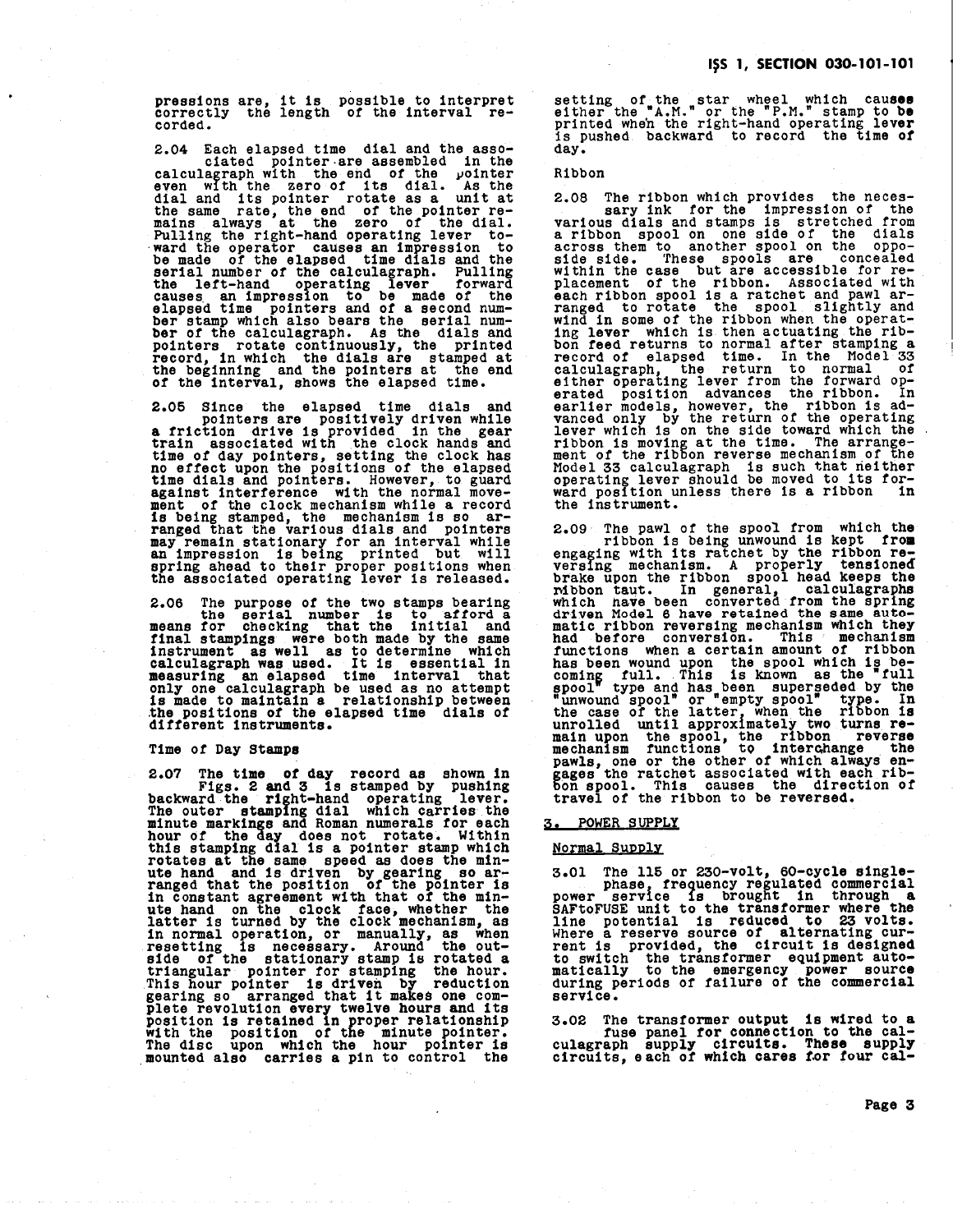pressions are, it is possible to interpret correctly the length of the interval recorded.

2.04 Each elapsed time dial and the associated pointer are assembled in the calculagraph with the end of the pointer even with the zero of its dial. As the dial and its pointer rotate as a unit at the same rate, the end of the pointer remains always at the zero of the dial. Pulling the right-hand operating lever toward the operator causes an impression to be made of the elapsed time dials and the serial number of the calculagraph. Pulling the left-hand operating lever forward causes an impression to be made of the elapsed time pointers and of a second number stamp which also bears the serial number of the calculagraph. As the dials and pointers rotate continuously, the printed record, in which the dials are stamped at the beginning and the pointers at the end of the interval, shows the elapsed time.

2.05 Since the elapsed time dials and pointers are positively driven while a friction drive is provided in the gear train associated with the clock hands and time of day pointers, setting the clock has no effect upon the positions of the elapsed time dials and pointers. However, to guard against interference with the normal movement of the clock mechanism while a record is being stamped, the mechanism is so arranged that the various dials and pointers may remain stationary for an interval while an impression is being printed but will spring ahead to their proper positions when the associated operating lever is released.

2.06 The purpose of the two stamps bearing the serial number is to afford a means for checking that the initial and final stampings were both made by the same instrument as well as to determine which calculagraph was used. It is essential in measuring an elapsed time interval that only one calculagraph be used as no attempt is made to maintain a relationship between the positions of the elapsed time dials of different instruments.

Time of Day Stamps

2.07 The time of day record as shown in Figs. 2 and 3 is stamped by pushing backward the right-hand operating lever. The outer stamping dial which carries the minute markings and Roman numerals for each hour of the day does not rotate. Within this stamping dial is a pointer stamp which rotates at the same speed as does the minute hand and is driven by gearing so arranged that the position of the pointer is in constant agreement with that of the minute hand on the clock face, whether the latter is turned by the clock mechanism, as in normal operation, or manually, as when resetting is necessary. Around the outside of the stationary stamp is rotated a triangular pointer for stamping the hour. This hour pointer is driven by reduction gearing so arranged that it makes one complete revolution every twelve hours and its position is retained in proper relationship with the position of the minute pointer. The disc upon which the hour pointer is mounted also carries a pin to control the setting of the star wheel which causes either the "A.M." or the "P.M." stamp to be printed when the right-hand operating lever is pushed backward to record the time of day.

Ribbon

2.08 The ribbon which provides the necessary ink for the impression of the various dials and stamps is stretched from a ribbon spool on one side of the dials across them to another spool on the opposide side. These spools are concealed within the case but are accessible for replacement of the ribbon. Associated with each ribbon spool is a ratchet and pawl arranged to rotate the spool slightly and wind in some of the ribbon when the operating lever which is then actuating the ribbon feed returns to normal after stamping a record of elapsed time. In the Model 33 calculagraph, the return to normal of either operating lever from the forward operated position advances the ribbon. In earlier models, however, the ribbon is advanced only by the return of the operating lever which is on the side toward which the ribbon is moving at the time. The arrangement of the ribbon reverse mechanism of the Model 33 calculagraph is such that neither operating lever should be moved to its forward position unless there is a ribbon in the instrument.

2.09 The pawl of the spool from which the ribbon is being unwound is kept from engaging with its ratchet by the ribbon reversing mechanism. A properly tensioned brake upon the ribbon spool head keeps the ribbon taut. In general, calculagraphs which have been converted from the spring driven Model 6 have retained the same automatic ribbon reversing mechanism which they had before conversion. This mechanism functions when a certain amount of ribbon has been wound upon the spool which is becoming full. This is known as the "full spool" type and has been superseded by the "unwound spool" or "empty spool" type. In the case of the latter, when the ribbon is unrolled until approximately two turns remain upon the spool, the ribbon reverse mechanism functions to interchange the pawls, one or the other of which always engages the ratchet associated with each ribbon spool. This causes the direction of travel of the ribbon to be reversed.

## 3. POWER SUPPLY

Normal Supply

3.01 The 115 or 230-volt, 60-cycle single-phase, frequency regulated commercial power service is brought in through a SAFtoFUSE unit to the transformer where the line potential is reduced to 23 volts. Where a reserve source of alternating current is provided, the circuit is designed to switch the transformer equipment automatically to the emergency power source during periods of failure of the commercial service.

3.02 The transformer output is wired to a fuse panel for connection to the calculagraph supply circuits. These supply circuits, each of which cares for four cal-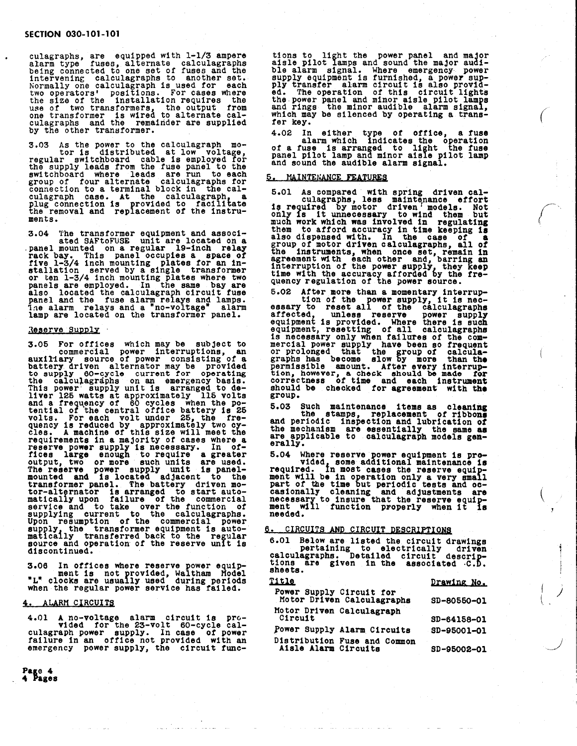culagraphs, are equipped with 1-1/3 ampere alarm type fuses, alternate calculagraphs being connected to one set of fuses and the intervening calculagraphs to another set. Normally one calculagraph is used for each two operators' positions. For cases where the size of the installation requires the use of two transformers, the output from one transformer is wired to alternate calculagraphs and the remainder are supplied by the other transformer.

3.03 As the power to the calculagraph motor is distributed at low voltage, regular switchboard cable is employed for the supply leads from the fuse panel to the switchboard where leads are run to each group of four alternate calculagraphs for connection to a terminal block in the calculagraph case. At the calculagraph, a plug connection is provided to facilitate the removal and replacement of the instruments.

3.04 The transformer equipment and associated SAFtoFUSE unit are located on a panel mounted on a regular 19-inch relay rack bay. This panel occupies a space of five 1-3/4 inch mounting plates for an installation served by a single transformer or ten 1-3/4 inch mounting plates where two panels are employed. In the same bay are also located the calculagraph circuit fuse panel and the fuse alarm relays and lamps. The alarm relays and a "no-voltage" alarm lamp are located on the transformer panel.

Reserve Supply

3.05 For offices which may be subject to commercial power interruptions, an auxiliary source of power consisting of a battery driven alternator may be provided to supply 60-cycle current for operating the calculagraphs on an emergency basis. This power supply unit is arranged to deliver 125 watts at approximately 115 volts and a frequency of 60 cycles when the potential of the central office battery is 25 volts. For each volt under 25, the frequency is reduced by approximately two cycles. A machine of this size will meet the requirements in a majority of cases where a reserve power supply is necessary. In offices large enough to require a greater output, two or more such units are used. The reserve power supply unit is panel-mounted and is located adjacent to the transformer panel. The battery driven motor-alternator is arranged to start automatically upon failure of the commercial service and to take over the function of supplying current to the calculagraphs. Upon resumption of the commercial power supply, the transformer equipment is automatically transferred back to the regular source and operation of the reserve unit is discontinued.

3.06 In offices where reserve power equipment is not provided, Waltham Model "L" clocks are usually used during periods when the regular power service has failed.

## 4. ALARM CIRCUITS

4.01 A no-voltage alarm circuit is provided for the 23-volt 60-cycle calculagraph power supply. In case of power failure in an office not provided with an emergency power supply, the circuit functions to light the power panel and major aisle pilot lamps and sound the major audible alarm signal. Where emergency power supply equipment is furnished, a power supply transfer alarm circuit is also provided. The operation of this circuit lights the power panel and minor aisle pilot lamps and rings the minor audible alarm signal, which may be silenced by operating a transfer key.

4.02 In either type of office, a fuse alarm which indicates the operation of a fuse is arranged to light the fuse panel pilot lamp and minor aisle pilot lamp and sound the audible alarm signal.

## 5. MAINTENANCE FEATURES

5.01 As compared with spring driven calculagraphs, less maintenance effort is required by motor driven models. Not only is it unnecessary to wind them but much work which was involved in regulating them to afford accuracy in time keeping is also dispensed with. In the case of a group of motor driven calculagraphs, all of the instruments, when once set, remain in agreement with each other and, barring an interruption of the power supply, they keep time with the accuracy afforded by the frequency regulation of the power source.

5.02 After more than a momentary interruption of the power supply, it is necessary to reset all of the calculagraphs affected, unless reserve power supply equipment is provided. Where there is such equipment, resetting of all calculagraphs is necessary only when failures of the commercial power supply have been so frequent or prolonged that the group of calculagraphs has become slow by more than the permissible amount. After every interruption, however, a check should be made for correctness of time and each instrument should be checked for agreement with the group.

5.03 Such maintenance items as cleaning the stamps, replacement of ribbons and periodic inspection and lubrication of the mechanism are essentially the same as are applicable to calculagraph models generally.

5.04 Where reserve power equipment is provided, some additional maintenance is required. In most cases the reserve equipment will be in operation only a very small part of the time but periodic tests and occasionally cleaning and adjustments are necessary to insure that the reserve equipment will function properly when it is needed.

## 6. CIRCUITS AND CIRCUIT DESCRIPTIONS

6.01 Below are listed the circuit drawings pertaining to electrically driven calculagraphs. Detailed circuit descriptions are given in the associated C.D. sheets.

| Title | Drawing No. |
|---|---|
| Power Supply Circuit for Motor Driven Calculagraphs | SD-80550-01 |
| Motor Driven Calculagraph Circuit | SD-64158-01 |
| Power Supply Alarm Circuits | SD-95001-01 |
| Distribution Fuse and Common Aisle Alarm Circuits | SD-95002-01 |